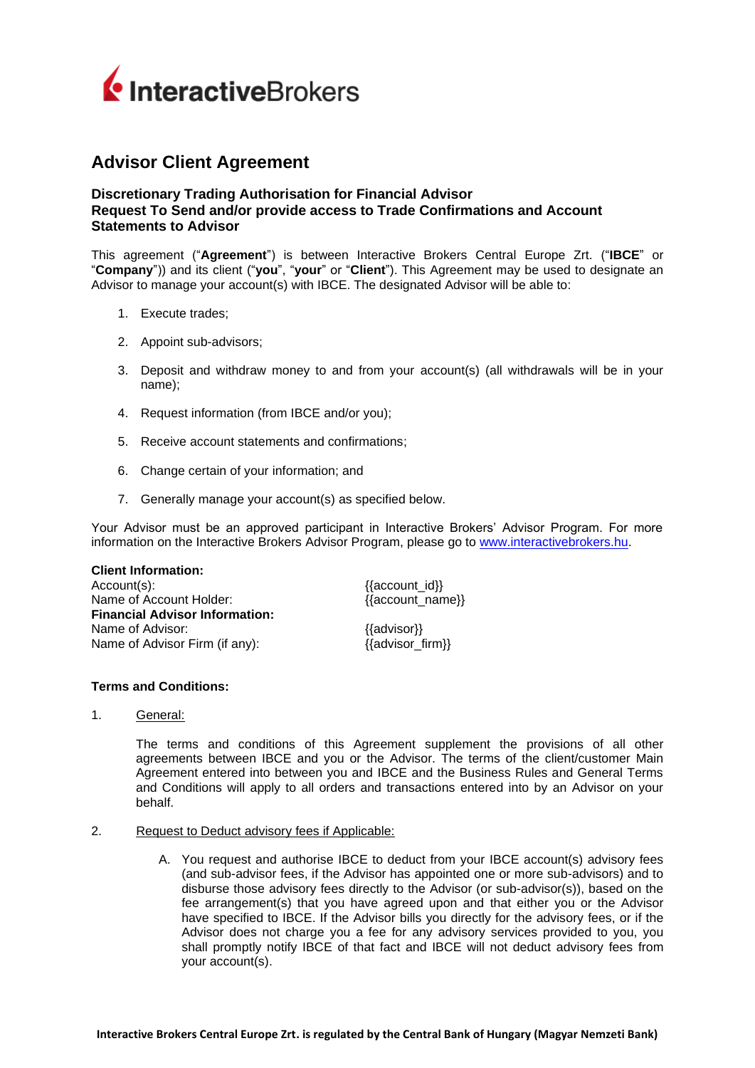# Advisor Client Agreement

### Discretionary Trading Authorisation for Financial Advisor
### Request To Send and/or provide access to Trade Confirmations and Account Statements to Advisor

This agreement ("**Agreement**") is between Interactive Brokers Central Europe Zrt. ("**IBCE**" or "**Company**")) and its client ("**you**", "**your**" or "**Client**"). This Agreement may be used to designate an Advisor to manage your account(s) with IBCE. The designated Advisor will be able to:

1. Execute trades;
2. Appoint sub-advisors;
3. Deposit and withdraw money to and from your account(s) (all withdrawals will be in your name);
4. Request information (from IBCE and/or you);
5. Receive account statements and confirmations;
6. Change certain of your information; and
7. Generally manage your account(s) as specified below.

Your Advisor must be an approved participant in Interactive Brokers' Advisor Program. For more information on the Interactive Brokers Advisor Program, please go to www.interactivebrokers.hu.

**Client Information:**

Account(s): {{account_id}}
Name of Account Holder: {{account_name}}

**Financial Advisor Information:**

Name of Advisor: {{advisor}}
Name of Advisor Firm (if any): {{advisor_firm}}

**Terms and Conditions:**

1. General:

   The terms and conditions of this Agreement supplement the provisions of all other agreements between IBCE and you or the Advisor. The terms of the client/customer Main Agreement entered into between you and IBCE and the Business Rules and General Terms and Conditions will apply to all orders and transactions entered into by an Advisor on your behalf.

2. Request to Deduct advisory fees if Applicable:

   A. You request and authorise IBCE to deduct from your IBCE account(s) advisory fees (and sub-advisor fees, if the Advisor has appointed one or more sub-advisors) and to disburse those advisory fees directly to the Advisor (or sub-advisor(s)), based on the fee arrangement(s) that you have agreed upon and that either you or the Advisor have specified to IBCE. If the Advisor bills you directly for the advisory fees, or if the Advisor does not charge you a fee for any advisory services provided to you, you shall promptly notify IBCE of that fact and IBCE will not deduct advisory fees from your account(s).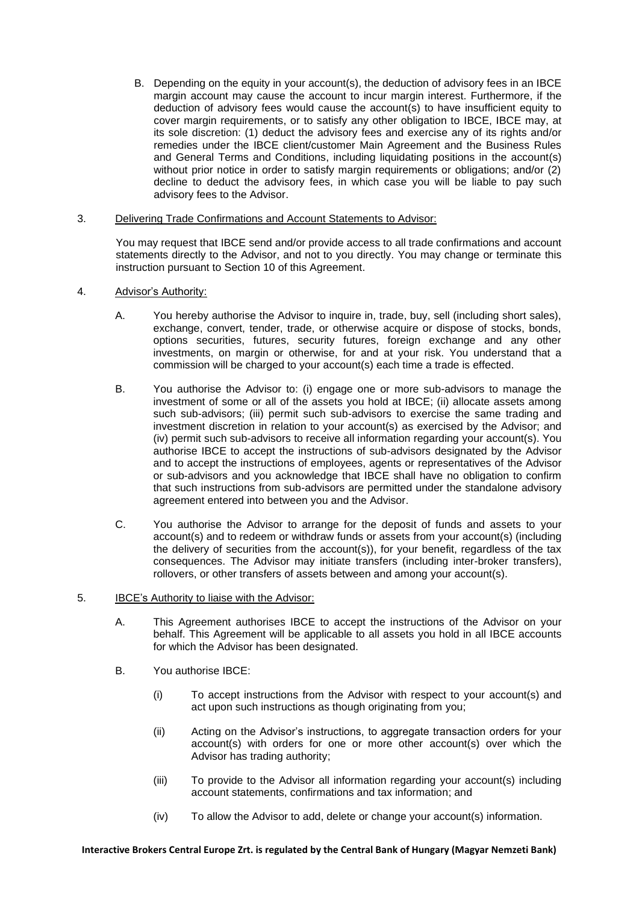B. Depending on the equity in your account(s), the deduction of advisory fees in an IBCE margin account may cause the account to incur margin interest. Furthermore, if the deduction of advisory fees would cause the account(s) to have insufficient equity to cover margin requirements, or to satisfy any other obligation to IBCE, IBCE may, at its sole discretion: (1) deduct the advisory fees and exercise any of its rights and/or remedies under the IBCE client/customer Main Agreement and the Business Rules and General Terms and Conditions, including liquidating positions in the account(s) without prior notice in order to satisfy margin requirements or obligations; and/or (2) decline to deduct the advisory fees, in which case you will be liable to pay such advisory fees to the Advisor.

3. <u>Delivering Trade Confirmations and Account Statements to Advisor:</u>

You may request that IBCE send and/or provide access to all trade confirmations and account statements directly to the Advisor, and not to you directly. You may change or terminate this instruction pursuant to Section 10 of this Agreement.

4. <u>Advisor's Authority:</u>

A. You hereby authorise the Advisor to inquire in, trade, buy, sell (including short sales), exchange, convert, tender, trade, or otherwise acquire or dispose of stocks, bonds, options securities, futures, security futures, foreign exchange and any other investments, on margin or otherwise, for and at your risk. You understand that a commission will be charged to your account(s) each time a trade is effected.

B. You authorise the Advisor to: (i) engage one or more sub-advisors to manage the investment of some or all of the assets you hold at IBCE; (ii) allocate assets among such sub-advisors; (iii) permit such sub-advisors to exercise the same trading and investment discretion in relation to your account(s) as exercised by the Advisor; and (iv) permit such sub-advisors to receive all information regarding your account(s). You authorise IBCE to accept the instructions of sub-advisors designated by the Advisor and to accept the instructions of employees, agents or representatives of the Advisor or sub-advisors and you acknowledge that IBCE shall have no obligation to confirm that such instructions from sub-advisors are permitted under the standalone advisory agreement entered into between you and the Advisor.

C. You authorise the Advisor to arrange for the deposit of funds and assets to your account(s) and to redeem or withdraw funds or assets from your account(s) (including the delivery of securities from the account(s)), for your benefit, regardless of the tax consequences. The Advisor may initiate transfers (including inter-broker transfers), rollovers, or other transfers of assets between and among your account(s).

5. <u>IBCE's Authority to liaise with the Advisor:</u>

A. This Agreement authorises IBCE to accept the instructions of the Advisor on your behalf. This Agreement will be applicable to all assets you hold in all IBCE accounts for which the Advisor has been designated.

B. You authorise IBCE:

(i) To accept instructions from the Advisor with respect to your account(s) and act upon such instructions as though originating from you;

(ii) Acting on the Advisor's instructions, to aggregate transaction orders for your account(s) with orders for one or more other account(s) over which the Advisor has trading authority;

(iii) To provide to the Advisor all information regarding your account(s) including account statements, confirmations and tax information; and

(iv) To allow the Advisor to add, delete or change your account(s) information.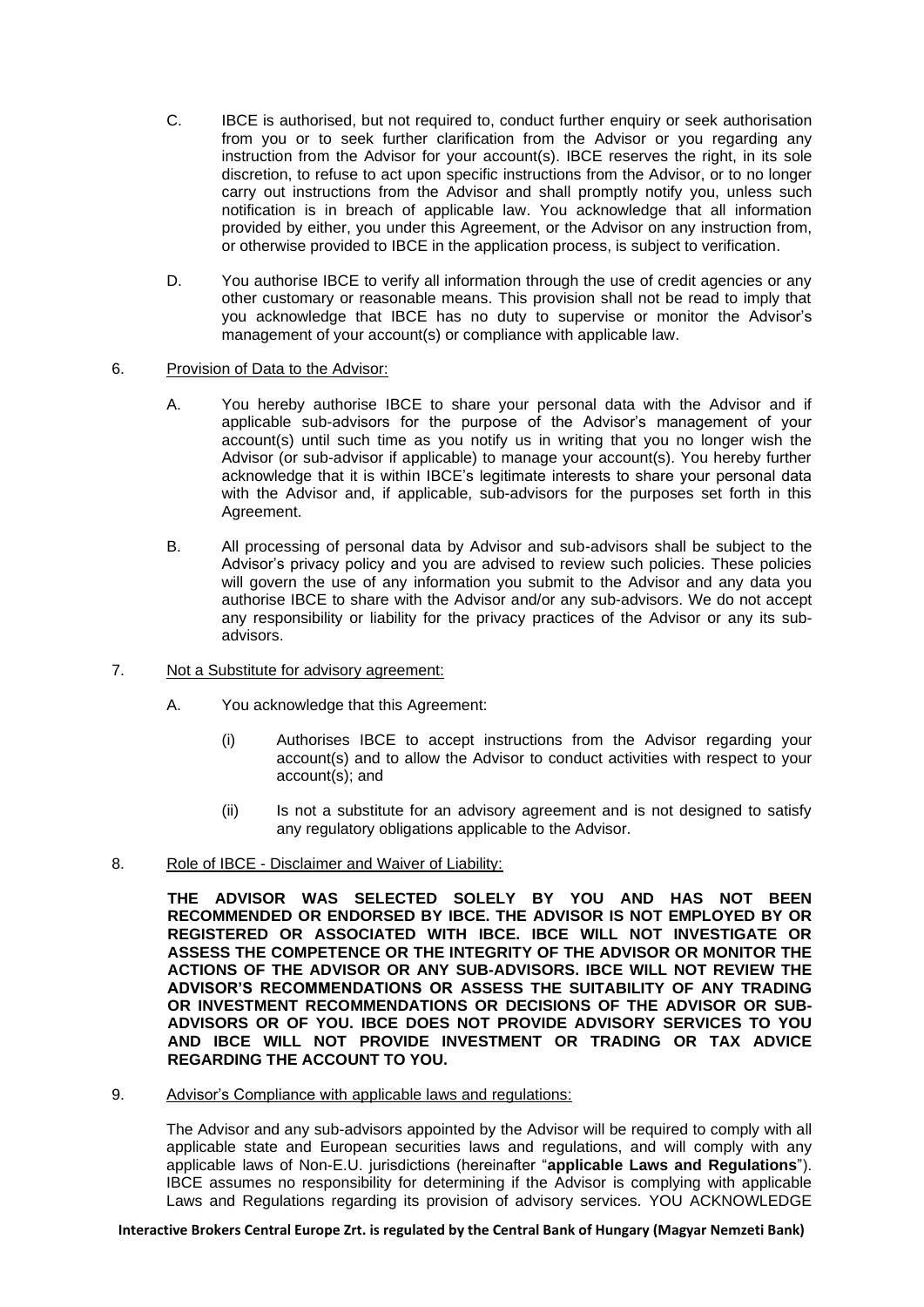C. IBCE is authorised, but not required to, conduct further enquiry or seek authorisation from you or to seek further clarification from the Advisor or you regarding any instruction from the Advisor for your account(s). IBCE reserves the right, in its sole discretion, to refuse to act upon specific instructions from the Advisor, or to no longer carry out instructions from the Advisor and shall promptly notify you, unless such notification is in breach of applicable law. You acknowledge that all information provided by either, you under this Agreement, or the Advisor on any instruction from, or otherwise provided to IBCE in the application process, is subject to verification.

D. You authorise IBCE to verify all information through the use of credit agencies or any other customary or reasonable means. This provision shall not be read to imply that you acknowledge that IBCE has no duty to supervise or monitor the Advisor's management of your account(s) or compliance with applicable law.

6. <u>Provision of Data to the Advisor:</u>

A. You hereby authorise IBCE to share your personal data with the Advisor and if applicable sub-advisors for the purpose of the Advisor's management of your account(s) until such time as you notify us in writing that you no longer wish the Advisor (or sub-advisor if applicable) to manage your account(s). You hereby further acknowledge that it is within IBCE's legitimate interests to share your personal data with the Advisor and, if applicable, sub-advisors for the purposes set forth in this Agreement.

B. All processing of personal data by Advisor and sub-advisors shall be subject to the Advisor's privacy policy and you are advised to review such policies. These policies will govern the use of any information you submit to the Advisor and any data you authorise IBCE to share with the Advisor and/or any sub-advisors. We do not accept any responsibility or liability for the privacy practices of the Advisor or any its sub-advisors.

7. <u>Not a Substitute for advisory agreement:</u>

A. You acknowledge that this Agreement:

(i) Authorises IBCE to accept instructions from the Advisor regarding your account(s) and to allow the Advisor to conduct activities with respect to your account(s); and

(ii) Is not a substitute for an advisory agreement and is not designed to satisfy any regulatory obligations applicable to the Advisor.

8. <u>Role of IBCE - Disclaimer and Waiver of Liability:</u>

**THE ADVISOR WAS SELECTED SOLELY BY YOU AND HAS NOT BEEN RECOMMENDED OR ENDORSED BY IBCE. THE ADVISOR IS NOT EMPLOYED BY OR REGISTERED OR ASSOCIATED WITH IBCE. IBCE WILL NOT INVESTIGATE OR ASSESS THE COMPETENCE OR THE INTEGRITY OF THE ADVISOR OR MONITOR THE ACTIONS OF THE ADVISOR OR ANY SUB-ADVISORS. IBCE WILL NOT REVIEW THE ADVISOR'S RECOMMENDATIONS OR ASSESS THE SUITABILITY OF ANY TRADING OR INVESTMENT RECOMMENDATIONS OR DECISIONS OF THE ADVISOR OR SUB-ADVISORS OR OF YOU. IBCE DOES NOT PROVIDE ADVISORY SERVICES TO YOU AND IBCE WILL NOT PROVIDE INVESTMENT OR TRADING OR TAX ADVICE REGARDING THE ACCOUNT TO YOU.**

9. <u>Advisor's Compliance with applicable laws and regulations:</u>

The Advisor and any sub-advisors appointed by the Advisor will be required to comply with all applicable state and European securities laws and regulations, and will comply with any applicable laws of Non-E.U. jurisdictions (hereinafter "**applicable Laws and Regulations**"). IBCE assumes no responsibility for determining if the Advisor is complying with applicable Laws and Regulations regarding its provision of advisory services. YOU ACKNOWLEDGE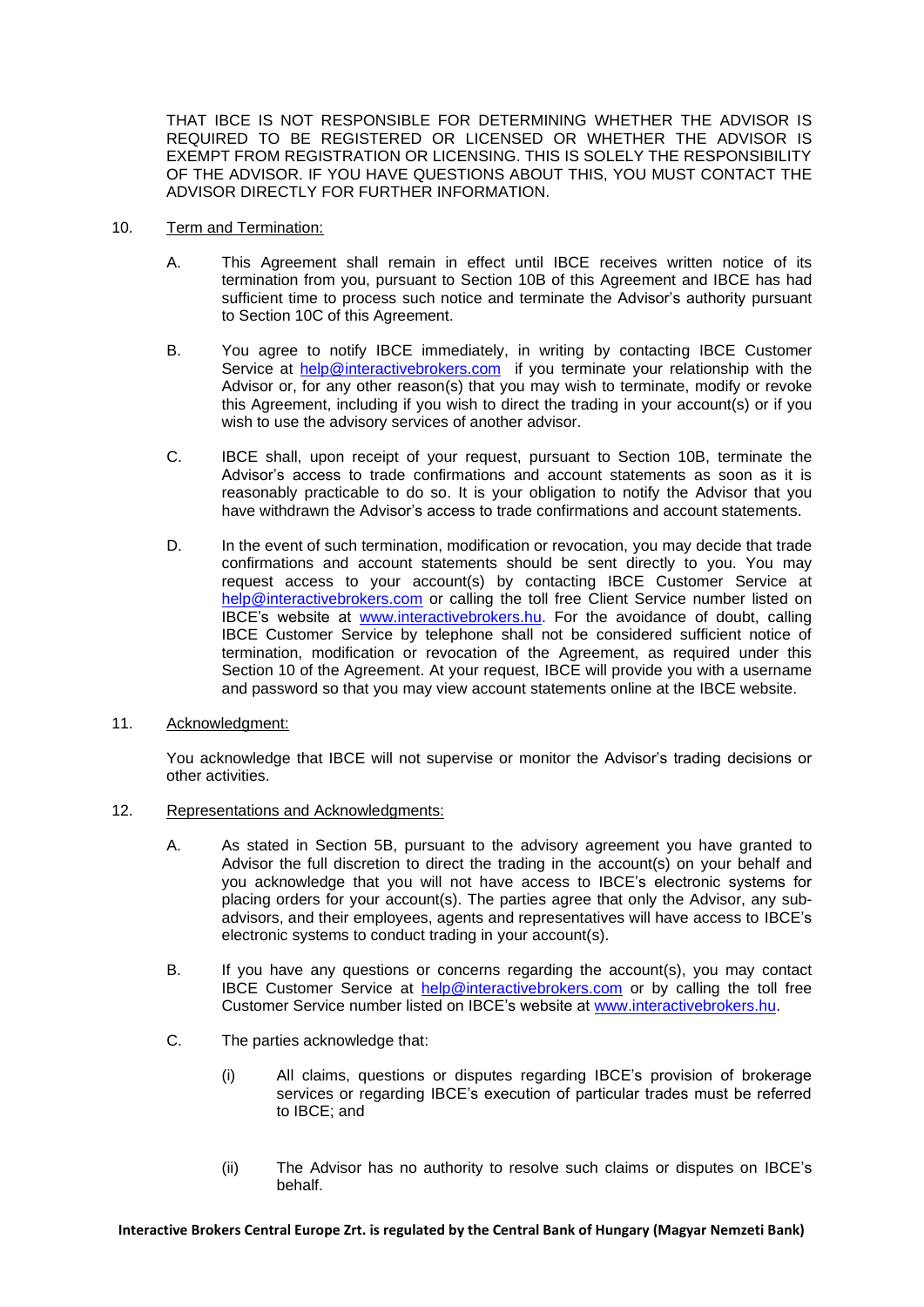THAT IBCE IS NOT RESPONSIBLE FOR DETERMINING WHETHER THE ADVISOR IS REQUIRED TO BE REGISTERED OR LICENSED OR WHETHER THE ADVISOR IS EXEMPT FROM REGISTRATION OR LICENSING. THIS IS SOLELY THE RESPONSIBILITY OF THE ADVISOR. IF YOU HAVE QUESTIONS ABOUT THIS, YOU MUST CONTACT THE ADVISOR DIRECTLY FOR FURTHER INFORMATION.

10. Term and Termination:

A. This Agreement shall remain in effect until IBCE receives written notice of its termination from you, pursuant to Section 10B of this Agreement and IBCE has had sufficient time to process such notice and terminate the Advisor's authority pursuant to Section 10C of this Agreement.

B. You agree to notify IBCE immediately, in writing by contacting IBCE Customer Service at help@interactivebrokers.com if you terminate your relationship with the Advisor or, for any other reason(s) that you may wish to terminate, modify or revoke this Agreement, including if you wish to direct the trading in your account(s) or if you wish to use the advisory services of another advisor.

C. IBCE shall, upon receipt of your request, pursuant to Section 10B, terminate the Advisor's access to trade confirmations and account statements as soon as it is reasonably practicable to do so. It is your obligation to notify the Advisor that you have withdrawn the Advisor's access to trade confirmations and account statements.

D. In the event of such termination, modification or revocation, you may decide that trade confirmations and account statements should be sent directly to you. You may request access to your account(s) by contacting IBCE Customer Service at help@interactivebrokers.com or calling the toll free Client Service number listed on IBCE's website at www.interactivebrokers.hu. For the avoidance of doubt, calling IBCE Customer Service by telephone shall not be considered sufficient notice of termination, modification or revocation of the Agreement, as required under this Section 10 of the Agreement. At your request, IBCE will provide you with a username and password so that you may view account statements online at the IBCE website.

11. Acknowledgment:

You acknowledge that IBCE will not supervise or monitor the Advisor's trading decisions or other activities.

12. Representations and Acknowledgments:

A. As stated in Section 5B, pursuant to the advisory agreement you have granted to Advisor the full discretion to direct the trading in the account(s) on your behalf and you acknowledge that you will not have access to IBCE's electronic systems for placing orders for your account(s). The parties agree that only the Advisor, any sub-advisors, and their employees, agents and representatives will have access to IBCE's electronic systems to conduct trading in your account(s).

B. If you have any questions or concerns regarding the account(s), you may contact IBCE Customer Service at help@interactivebrokers.com or by calling the toll free Customer Service number listed on IBCE's website at www.interactivebrokers.hu.

C. The parties acknowledge that:

(i) All claims, questions or disputes regarding IBCE's provision of brokerage services or regarding IBCE's execution of particular trades must be referred to IBCE; and

(ii) The Advisor has no authority to resolve such claims or disputes on IBCE's behalf.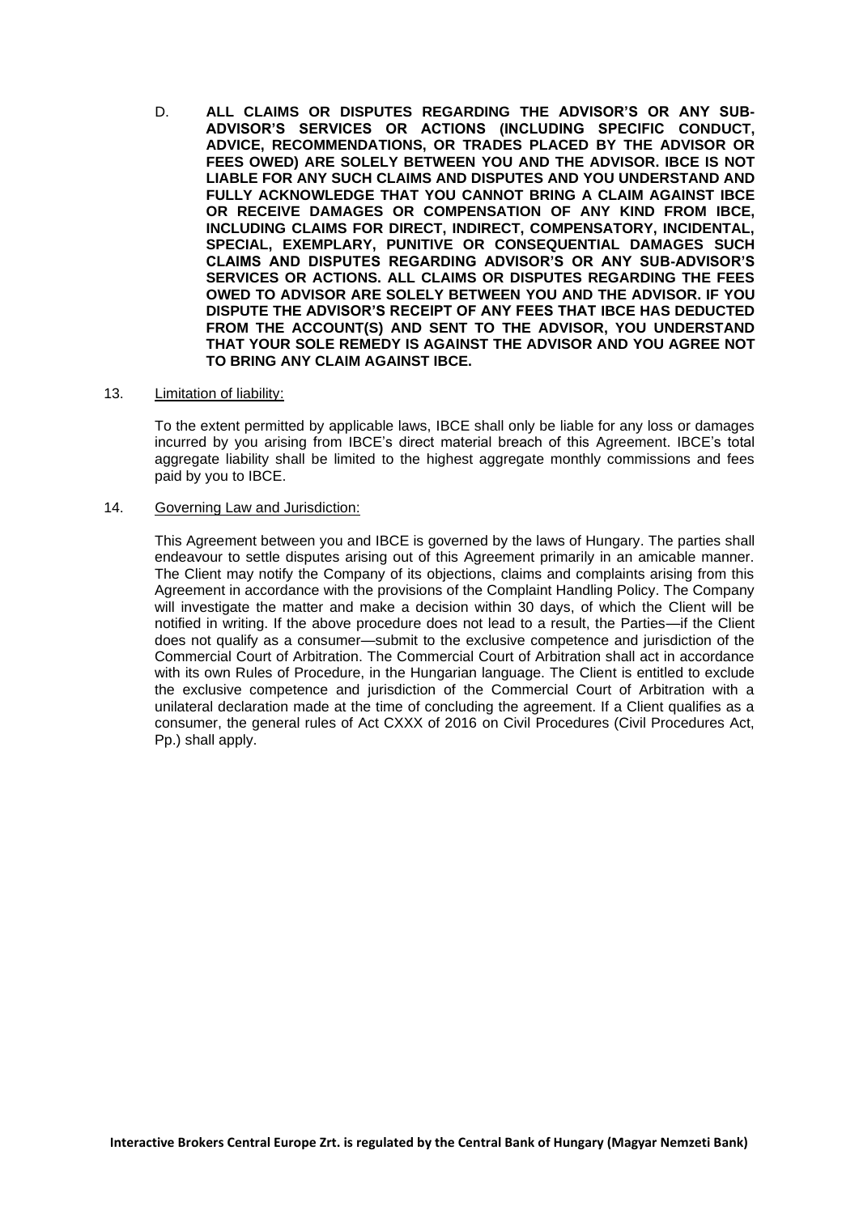D. **ALL CLAIMS OR DISPUTES REGARDING THE ADVISOR'S OR ANY SUB-ADVISOR'S SERVICES OR ACTIONS (INCLUDING SPECIFIC CONDUCT, ADVICE, RECOMMENDATIONS, OR TRADES PLACED BY THE ADVISOR OR FEES OWED) ARE SOLELY BETWEEN YOU AND THE ADVISOR. IBCE IS NOT LIABLE FOR ANY SUCH CLAIMS AND DISPUTES AND YOU UNDERSTAND AND FULLY ACKNOWLEDGE THAT YOU CANNOT BRING A CLAIM AGAINST IBCE OR RECEIVE DAMAGES OR COMPENSATION OF ANY KIND FROM IBCE, INCLUDING CLAIMS FOR DIRECT, INDIRECT, COMPENSATORY, INCIDENTAL, SPECIAL, EXEMPLARY, PUNITIVE OR CONSEQUENTIAL DAMAGES SUCH CLAIMS AND DISPUTES REGARDING ADVISOR'S OR ANY SUB-ADVISOR'S SERVICES OR ACTIONS. ALL CLAIMS OR DISPUTES REGARDING THE FEES OWED TO ADVISOR ARE SOLELY BETWEEN YOU AND THE ADVISOR. IF YOU DISPUTE THE ADVISOR'S RECEIPT OF ANY FEES THAT IBCE HAS DEDUCTED FROM THE ACCOUNT(S) AND SENT TO THE ADVISOR, YOU UNDERSTAND THAT YOUR SOLE REMEDY IS AGAINST THE ADVISOR AND YOU AGREE NOT TO BRING ANY CLAIM AGAINST IBCE.**

13. Limitation of liability:

To the extent permitted by applicable laws, IBCE shall only be liable for any loss or damages incurred by you arising from IBCE's direct material breach of this Agreement. IBCE's total aggregate liability shall be limited to the highest aggregate monthly commissions and fees paid by you to IBCE.

14. Governing Law and Jurisdiction:

This Agreement between you and IBCE is governed by the laws of Hungary. The parties shall endeavour to settle disputes arising out of this Agreement primarily in an amicable manner. The Client may notify the Company of its objections, claims and complaints arising from this Agreement in accordance with the provisions of the Complaint Handling Policy. The Company will investigate the matter and make a decision within 30 days, of which the Client will be notified in writing. If the above procedure does not lead to a result, the Parties—if the Client does not qualify as a consumer—submit to the exclusive competence and jurisdiction of the Commercial Court of Arbitration. The Commercial Court of Arbitration shall act in accordance with its own Rules of Procedure, in the Hungarian language. The Client is entitled to exclude the exclusive competence and jurisdiction of the Commercial Court of Arbitration with a unilateral declaration made at the time of concluding the agreement. If a Client qualifies as a consumer, the general rules of Act CXXX of 2016 on Civil Procedures (Civil Procedures Act, Pp.) shall apply.